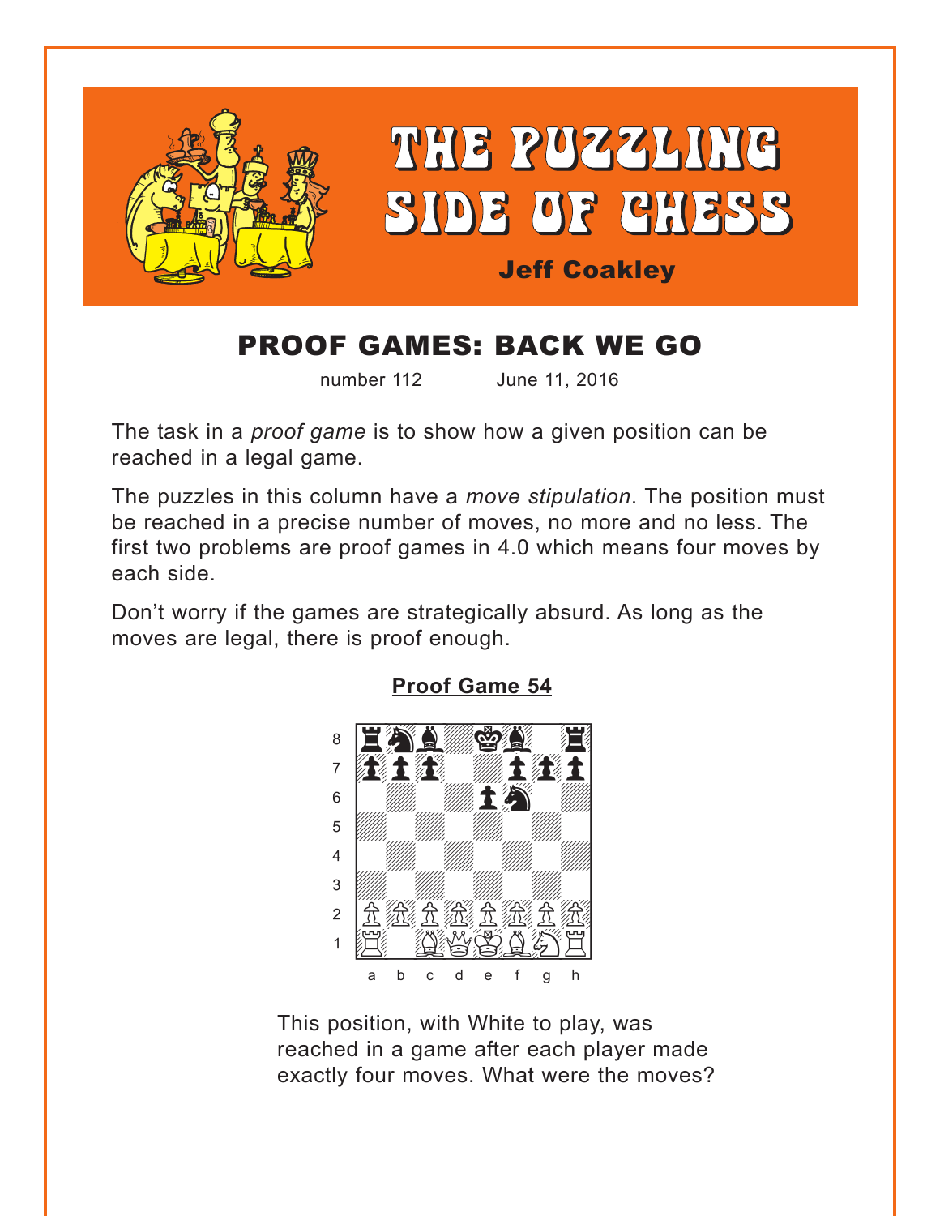# THE PUZZLING SIDE OF CHESS

**Jeff Coakley**

## PROOF GAMES: BACK WE GO

number 112 June 11, 2016

The task in a *proof game* is to show how a given position can be reached in a legal game.

The puzzles in this column have a *move stipulation*. The position must be reached in a precise number of moves, no more and no less. The first two problems are proof games in 4.0 which means four moves by each side.

Don't worry if the games are strategically absurd. As long as the moves are legal, there is proof enough.

**Proof Game 54**

This position, with White to play, was reached in a game after each player made exactly four moves. What were the moves?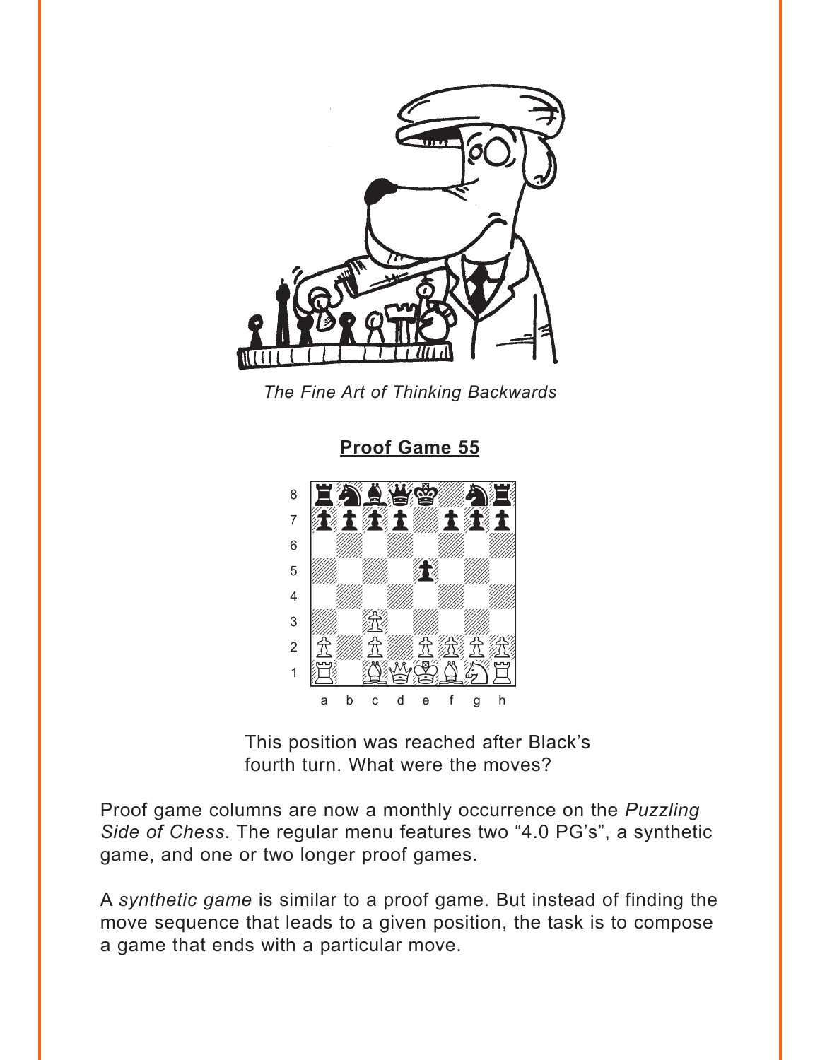*The Fine Art of Thinking Backwards*

**Proof Game 55**

This position was reached after Black's fourth turn. What were the moves?

Proof game columns are now a monthly occurrence on the *Puzzling Side of Chess*. The regular menu features two "4.0 PG's", a synthetic game, and one or two longer proof games.

A *synthetic game* is similar to a proof game. But instead of finding the move sequence that leads to a given position, the task is to compose a game that ends with a particular move.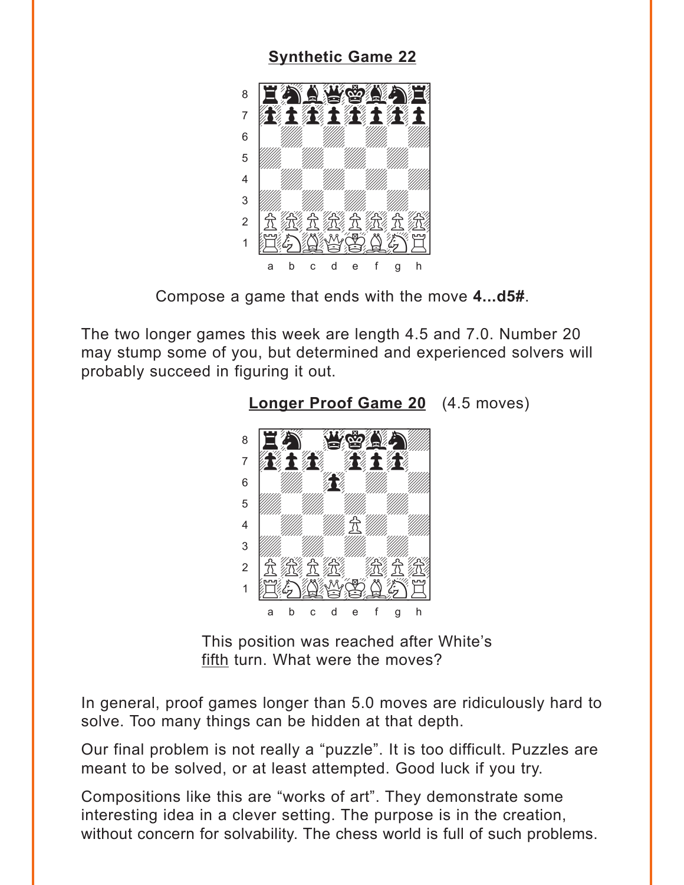## Synthetic Game 22

Compose a game that ends with the move **4...d5#**.

The two longer games this week are length 4.5 and 7.0. Number 20 may stump some of you, but determined and experienced solvers will probably succeed in figuring it out.

## Longer Proof Game 20 (4.5 moves)

This position was reached after White's fifth turn. What were the moves?

In general, proof games longer than 5.0 moves are ridiculously hard to solve. Too many things can be hidden at that depth.

Our final problem is not really a "puzzle". It is too difficult. Puzzles are meant to be solved, or at least attempted. Good luck if you try.

Compositions like this are "works of art". They demonstrate some interesting idea in a clever setting. The purpose is in the creation, without concern for solvability. The chess world is full of such problems.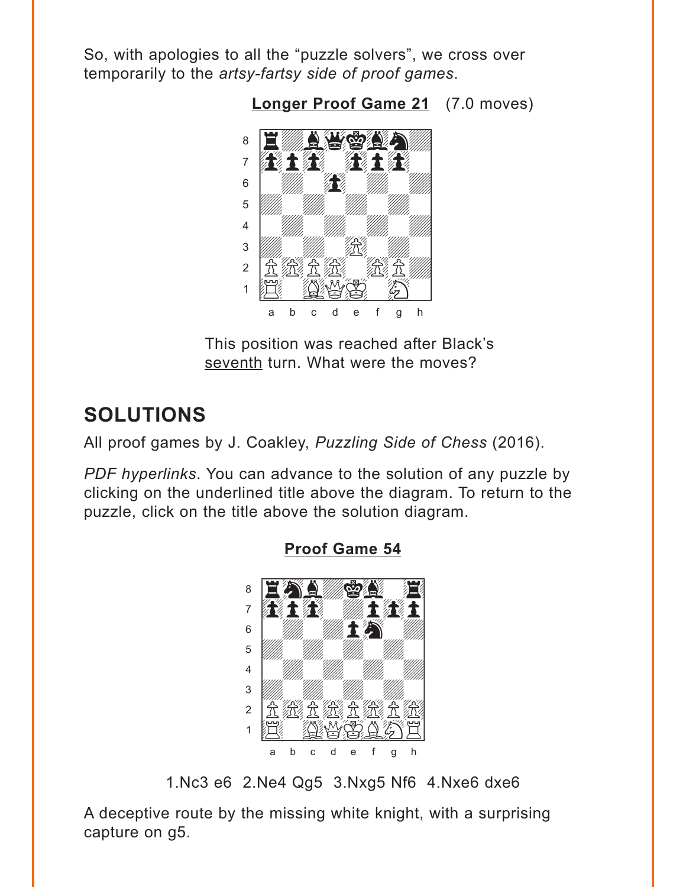So, with apologies to all the "puzzle solvers", we cross over temporarily to the *artsy-fartsy side of proof games*.

**Longer Proof Game 21** (7.0 moves)

This position was reached after Black's seventh turn. What were the moves?

## SOLUTIONS

All proof games by J. Coakley, *Puzzling Side of Chess* (2016).

*PDF hyperlinks*. You can advance to the solution of any puzzle by clicking on the underlined title above the diagram. To return to the puzzle, click on the title above the solution diagram.

**Proof Game 54**

1.Nc3 e6 2.Ne4 Qg5 3.Nxg5 Nf6 4.Nxe6 dxe6

A deceptive route by the missing white knight, with a surprising capture on g5.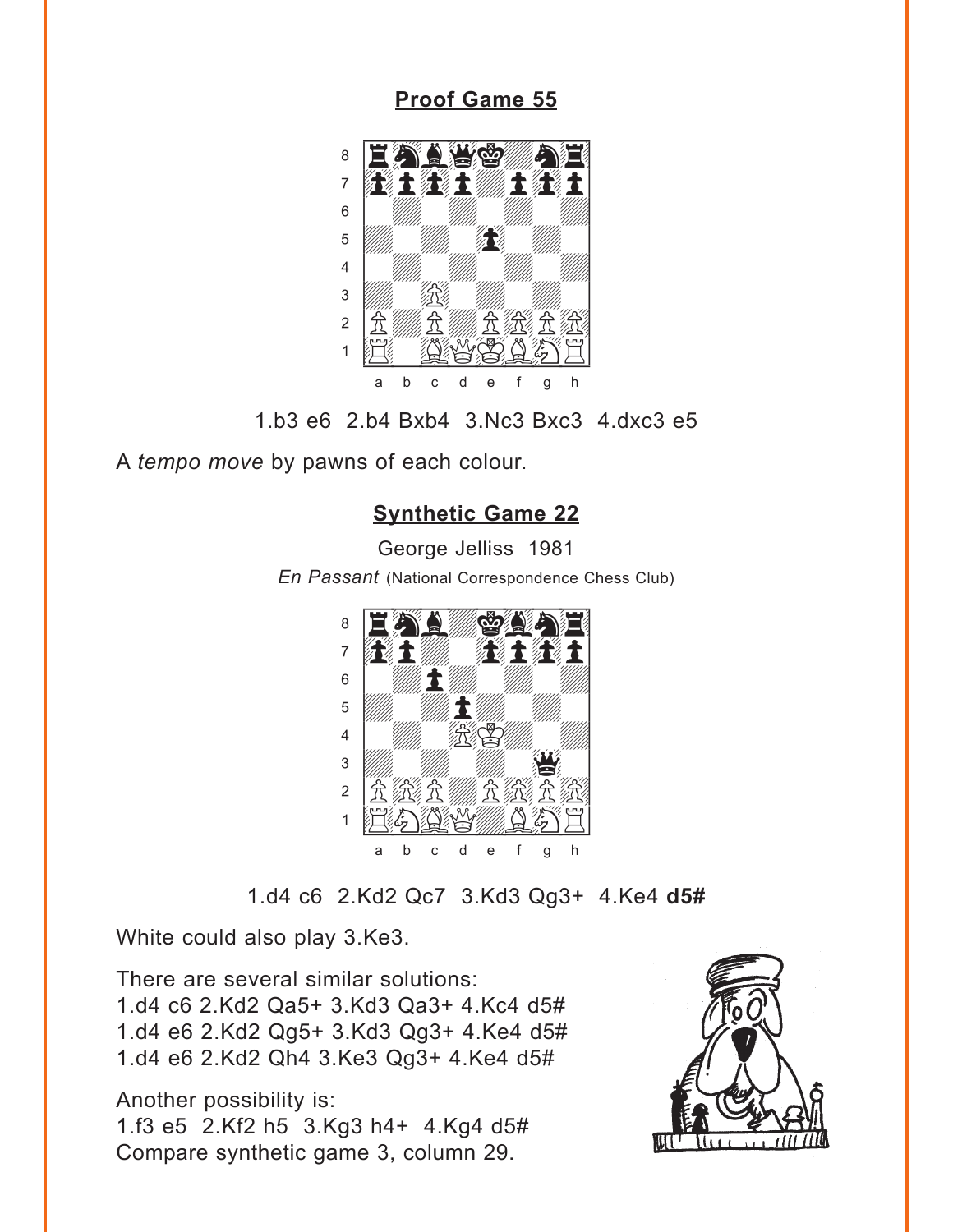## Proof Game 55

1.b3 e6 2.b4 Bxb4 3.Nc3 Bxc3 4.dxc3 e5

A *tempo move* by pawns of each colour.

## Synthetic Game 22

George Jelliss 1981

*En Passant* (National Correspondence Chess Club)

1.d4 c6 2.Kd2 Qc7 3.Kd3 Qg3+ 4.Ke4 **d5#**

White could also play 3.Ke3.

There are several similar solutions:
1.d4 c6 2.Kd2 Qa5+ 3.Kd3 Qa3+ 4.Kc4 d5#
1.d4 e6 2.Kd2 Qg5+ 3.Kd3 Qg3+ 4.Ke4 d5#
1.d4 e6 2.Kd2 Qh4 3.Ke3 Qg3+ 4.Ke4 d5#

Another possibility is:
1.f3 e5 2.Kf2 h5 3.Kg3 h4+ 4.Kg4 d5#
Compare synthetic game 3, column 29.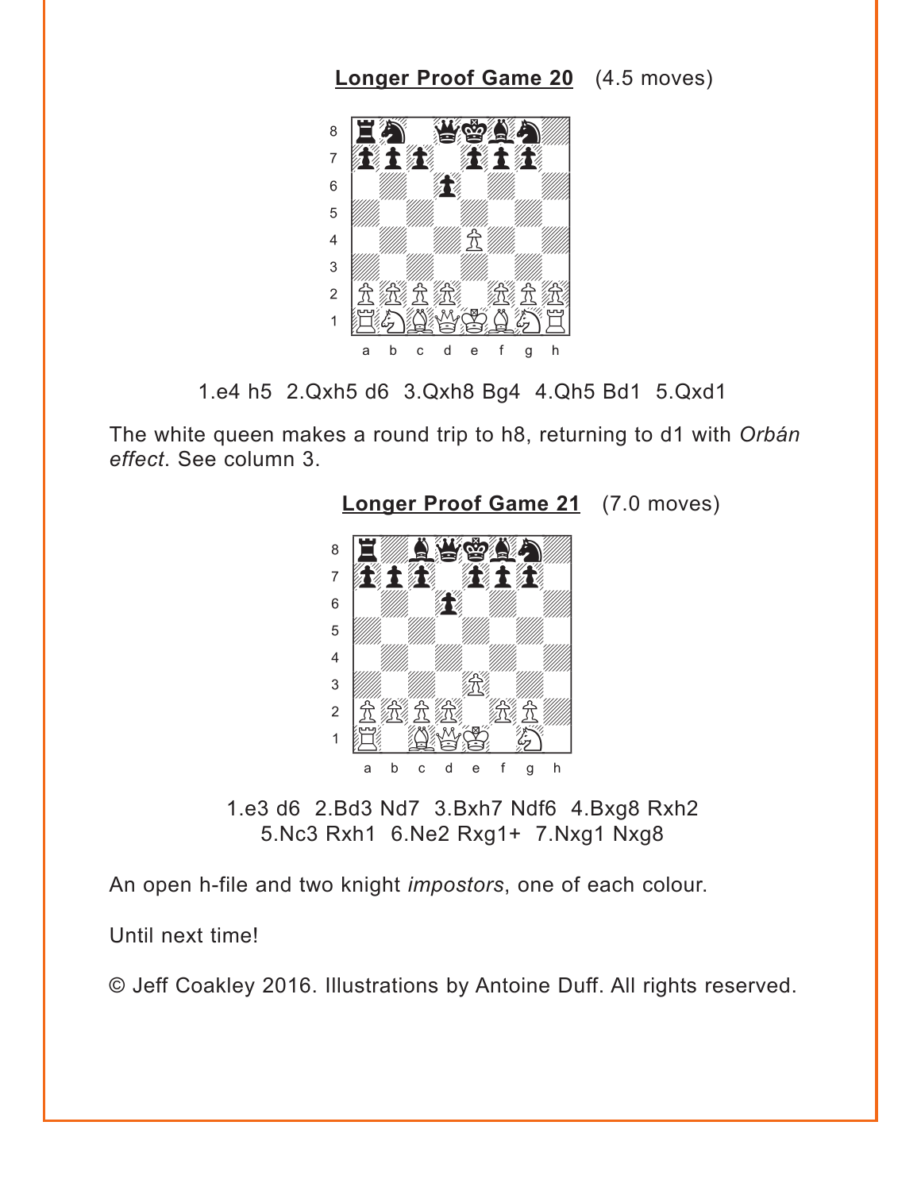**Longer Proof Game 20** (4.5 moves)

1.e4 h5 2.Qxh5 d6 3.Qxh8 Bg4 4.Qh5 Bd1 5.Qxd1

The white queen makes a round trip to h8, returning to d1 with *Orbán effect*. See column 3.

**Longer Proof Game 21** (7.0 moves)

1.e3 d6 2.Bd3 Nd7 3.Bxh7 Ndf6 4.Bxg8 Rxh2
5.Nc3 Rxh1 6.Ne2 Rxg1+ 7.Nxg1 Nxg8

An open h-file and two knight *impostors*, one of each colour.

Until next time!

© Jeff Coakley 2016. Illustrations by Antoine Duff. All rights reserved.